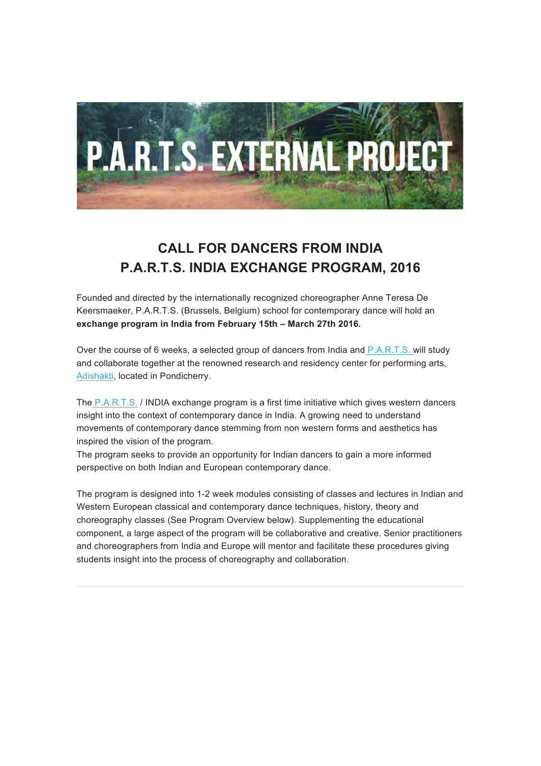# P.A.R.T.S. EXTERNAL PROJECT

## CALL FOR DANCERS FROM INDIA
## P.A.R.T.S. INDIA EXCHANGE PROGRAM, 2016

Founded and directed by the internationally recognized choreographer Anne Teresa De Keersmaeker, P.A.R.T.S. (Brussels, Belgium) school for contemporary dance will hold an **exchange program in India from February 15th – March 27th 2016.**

Over the course of 6 weeks, a selected group of dancers from India and P.A.R.T.S. will study and collaborate together at the renowned research and residency center for performing arts, Adishakti, located in Pondicherry.

The P.A.R.T.S. / INDIA exchange program is a first time initiative which gives western dancers insight into the context of contemporary dance in India. A growing need to understand movements of contemporary dance stemming from non western forms and aesthetics has inspired the vision of the program.
The program seeks to provide an opportunity for Indian dancers to gain a more informed perspective on both Indian and European contemporary dance.

The program is designed into 1-2 week modules consisting of classes and lectures in Indian and Western European classical and contemporary dance techniques, history, theory and choreography classes (See Program Overview below). Supplementing the educational component, a large aspect of the program will be collaborative and creative. Senior practitioners and choreographers from India and Europe will mentor and facilitate these procedures giving students insight into the process of choreography and collaboration.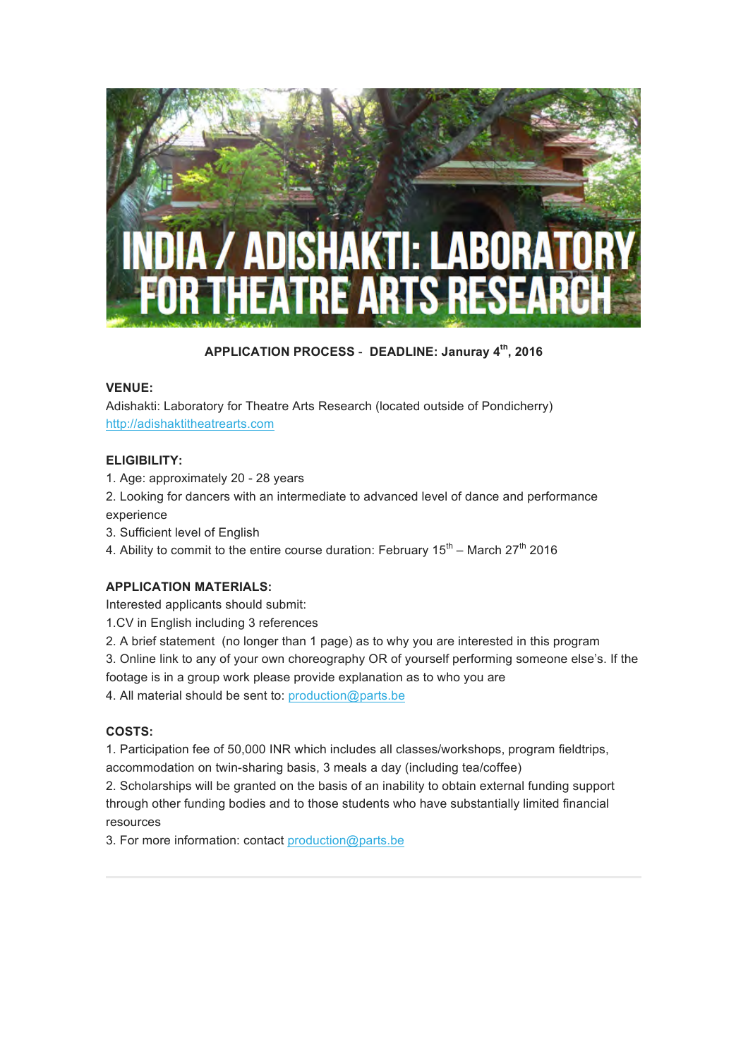# INDIA / ADISHAKTI: LABORATORY FOR THEATRE ARTS RESEARCH

**APPLICATION PROCESS** - **DEADLINE: Januray 4th, 2016**

**VENUE:**

Adishakti: Laboratory for Theatre Arts Research (located outside of Pondicherry)
http://adishaktitheatrearts.com

**ELIGIBILITY:**

1. Age: approximately 20 - 28 years
2. Looking for dancers with an intermediate to advanced level of dance and performance experience
3. Sufficient level of English
4. Ability to commit to the entire course duration: February 15th – March 27th 2016

**APPLICATION MATERIALS:**

Interested applicants should submit:

1. CV in English including 3 references
2. A brief statement (no longer than 1 page) as to why you are interested in this program
3. Online link to any of your own choreography OR of yourself performing someone else's. If the footage is in a group work please provide explanation as to who you are
4. All material should be sent to: production@parts.be

**COSTS:**

1. Participation fee of 50,000 INR which includes all classes/workshops, program fieldtrips, accommodation on twin-sharing basis, 3 meals a day (including tea/coffee)
2. Scholarships will be granted on the basis of an inability to obtain external funding support through other funding bodies and to those students who have substantially limited financial resources
3. For more information: contact production@parts.be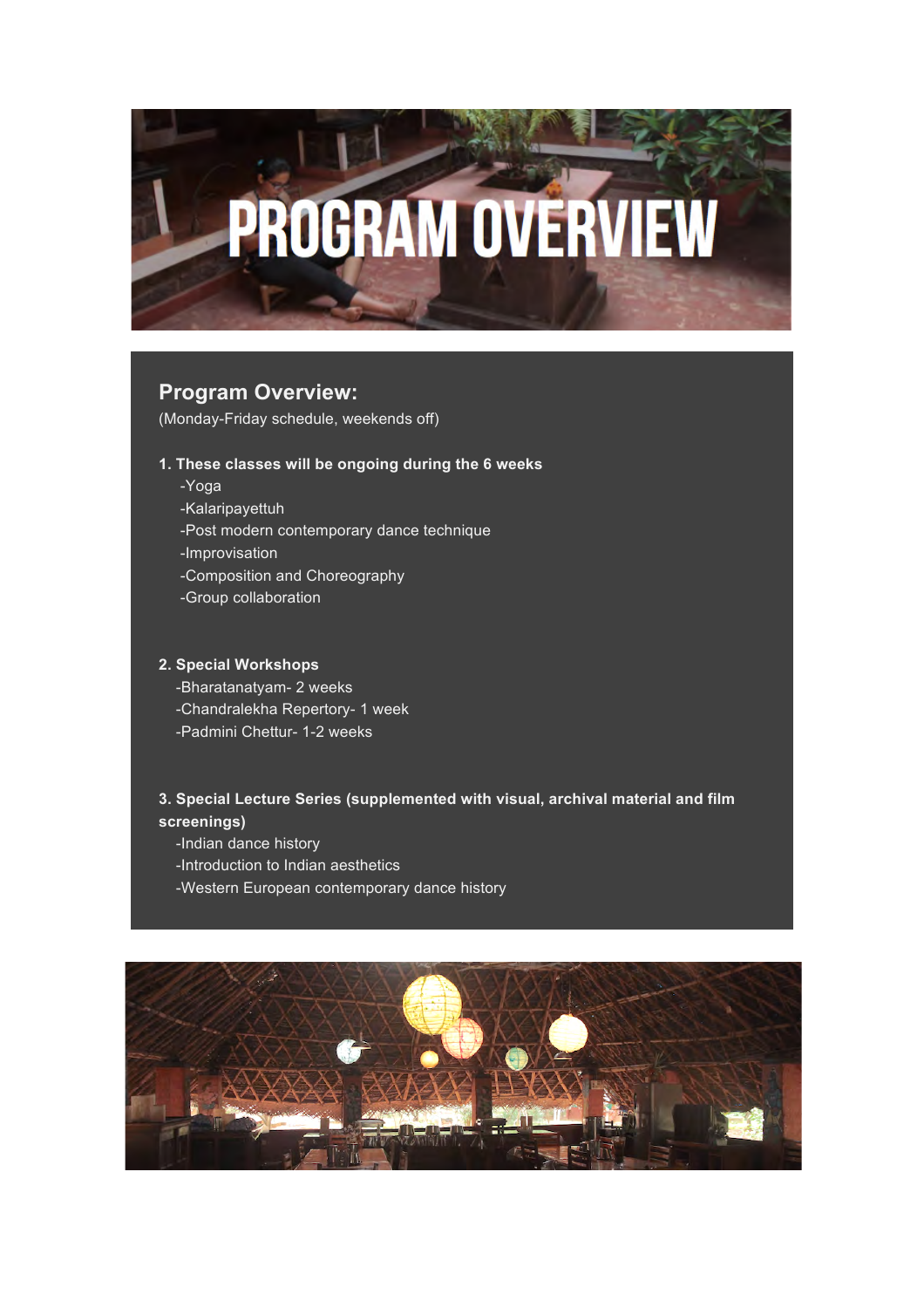# PROGRAM OVERVIEW

## Program Overview:

(Monday-Friday schedule, weekends off)

**1. These classes will be ongoing during the 6 weeks**

- -Yoga
- -Kalaripayettuh
- -Post modern contemporary dance technique
- -Improvisation
- -Composition and Choreography
- -Group collaboration

**2. Special Workshops**

- -Bharatanatyam- 2 weeks
- -Chandralekha Repertory- 1 week
- -Padmini Chettur- 1-2 weeks

**3. Special Lecture Series (supplemented with visual, archival material and film screenings)**

- -Indian dance history
- -Introduction to Indian aesthetics
- -Western European contemporary dance history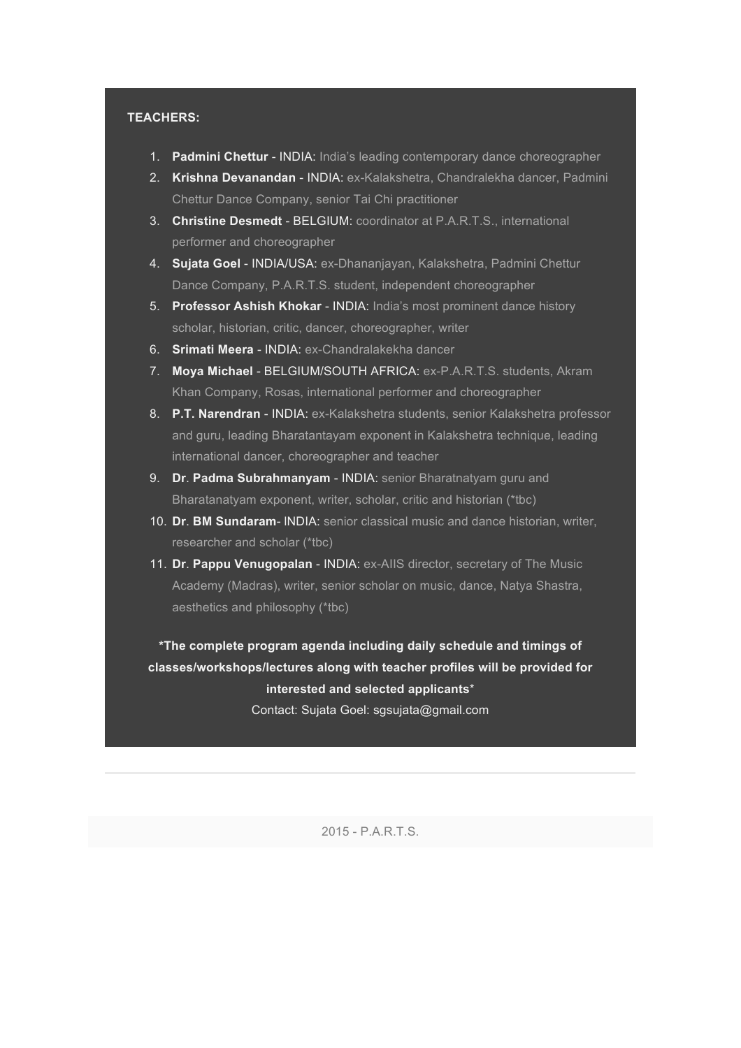**TEACHERS:**

1. **Padmini Chettur** - INDIA: India's leading contemporary dance choreographer
2. **Krishna Devanandan** - INDIA: ex-Kalakshetra, Chandralekha dancer, Padmini Chettur Dance Company, senior Tai Chi practitioner
3. **Christine Desmedt** - BELGIUM: coordinator at P.A.R.T.S., international performer and choreographer
4. **Sujata Goel** - INDIA/USA: ex-Dhananjayan, Kalakshetra, Padmini Chettur Dance Company, P.A.R.T.S. student, independent choreographer
5. **Professor Ashish Khokar** - INDIA: India's most prominent dance history scholar, historian, critic, dancer, choreographer, writer
6. **Srimati Meera** - INDIA: ex-Chandralakekha dancer
7. **Moya Michael** - BELGIUM/SOUTH AFRICA: ex-P.A.R.T.S. students, Akram Khan Company, Rosas, international performer and choreographer
8. **P.T. Narendran** - INDIA: ex-Kalakshetra students, senior Kalakshetra professor and guru, leading Bharatantayam exponent in Kalakshetra technique, leading international dancer, choreographer and teacher
9. **Dr**. **Padma Subrahmanyam** - INDIA: senior Bharatnatyam guru and Bharatanatyam exponent, writer, scholar, critic and historian (*tbc)
10. **Dr**. **BM Sundaram**- INDIA: senior classical music and dance historian, writer, researcher and scholar (*tbc)
11. **Dr**. **Pappu Venugopalan** - INDIA: ex-AIIS director, secretary of The Music Academy (Madras), writer, senior scholar on music, dance, Natya Shastra, aesthetics and philosophy (*tbc)

**\*The complete program agenda including daily schedule and timings of classes/workshops/lectures along with teacher profiles will be provided for interested and selected applicants**\*

Contact: Sujata Goel: sgsujata@gmail.com

2015 - P.A.R.T.S.